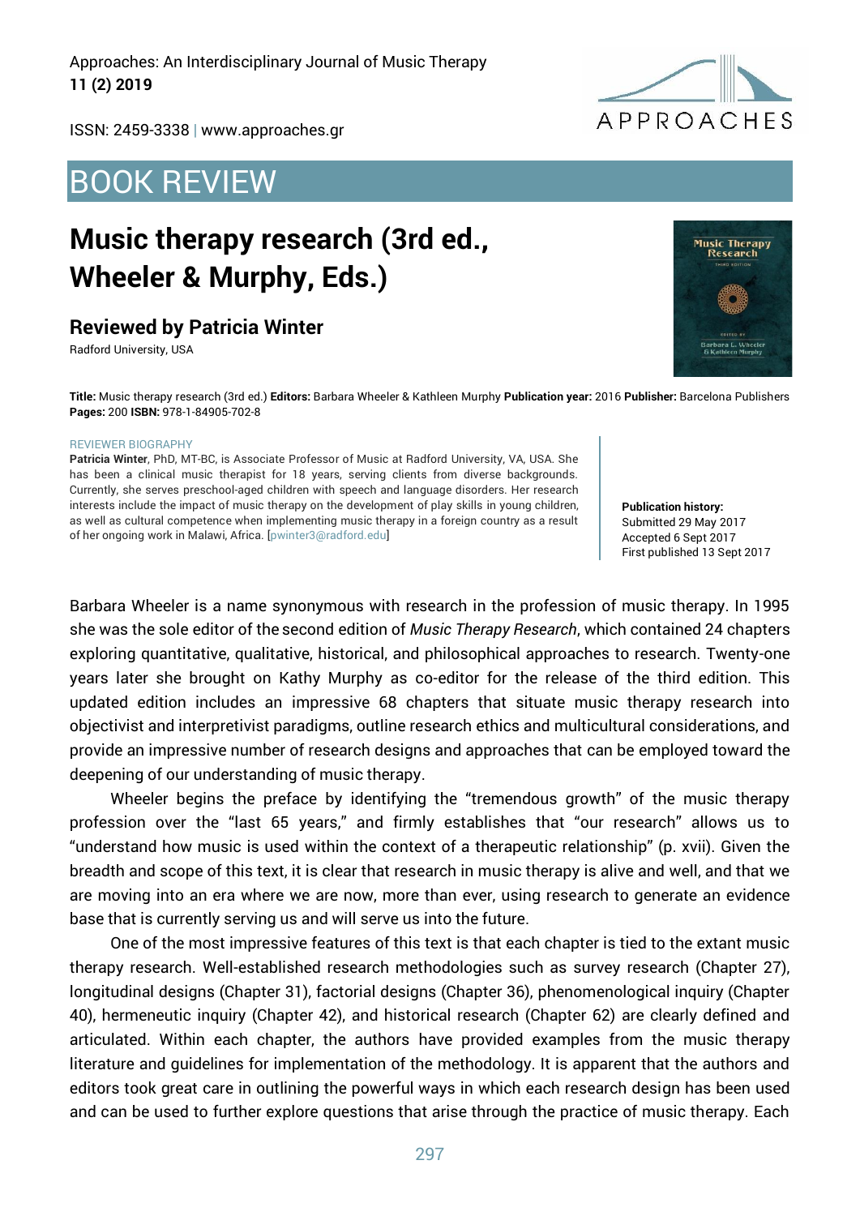BOOK REVIEW

# Music therapy research (3rd ed., Wheeler & Murphy, Eds.)

## Reviewed by Patricia Winter

Radford University, USA

**Title:** Music therapy research (3rd ed.) **Editors:** Barbara Wheeler & Kathleen Murphy **Publication year:** 2016 **Publisher:** Barcelona Publishers **Pages:** 200 **ISBN:** 978-1-84905-702-8

REVIEWER BIOGRAPHY

**Patricia Winter**, PhD, MT-BC, is Associate Professor of Music at Radford University, VA, USA. She has been a clinical music therapist for 18 years, serving clients from diverse backgrounds. Currently, she serves preschool-aged children with speech and language disorders. Her research interests include the impact of music therapy on the development of play skills in young children, as well as cultural competence when implementing music therapy in a foreign country as a result of her ongoing work in Malawi, Africa. [pwinter3@radford.edu]

**Publication history:**
Submitted 29 May 2017
Accepted 6 Sept 2017
First published 13 Sept 2017

Barbara Wheeler is a name synonymous with research in the profession of music therapy. In 1995 she was the sole editor of the second edition of *Music Therapy Research*, which contained 24 chapters exploring quantitative, qualitative, historical, and philosophical approaches to research. Twenty-one years later she brought on Kathy Murphy as co-editor for the release of the third edition. This updated edition includes an impressive 68 chapters that situate music therapy research into objectivist and interpretivist paradigms, outline research ethics and multicultural considerations, and provide an impressive number of research designs and approaches that can be employed toward the deepening of our understanding of music therapy.

Wheeler begins the preface by identifying the "tremendous growth" of the music therapy profession over the "last 65 years," and firmly establishes that "our research" allows us to "understand how music is used within the context of a therapeutic relationship" (p. xvii). Given the breadth and scope of this text, it is clear that research in music therapy is alive and well, and that we are moving into an era where we are now, more than ever, using research to generate an evidence base that is currently serving us and will serve us into the future.

One of the most impressive features of this text is that each chapter is tied to the extant music therapy research. Well-established research methodologies such as survey research (Chapter 27), longitudinal designs (Chapter 31), factorial designs (Chapter 36), phenomenological inquiry (Chapter 40), hermeneutic inquiry (Chapter 42), and historical research (Chapter 62) are clearly defined and articulated. Within each chapter, the authors have provided examples from the music therapy literature and guidelines for implementation of the methodology. It is apparent that the authors and editors took great care in outlining the powerful ways in which each research design has been used and can be used to further explore questions that arise through the practice of music therapy. Each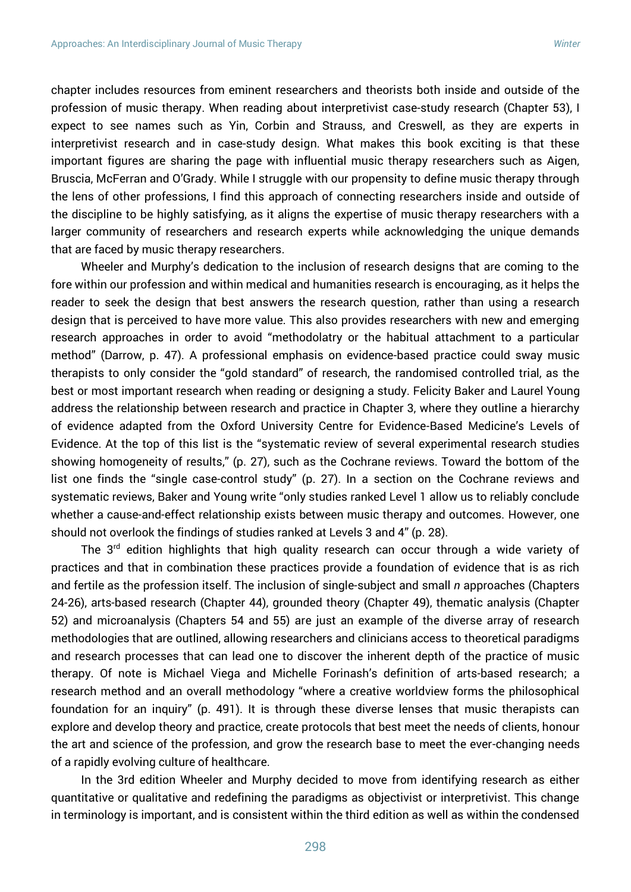chapter includes resources from eminent researchers and theorists both inside and outside of the profession of music therapy. When reading about interpretivist case-study research (Chapter 53), I expect to see names such as Yin, Corbin and Strauss, and Creswell, as they are experts in interpretivist research and in case-study design. What makes this book exciting is that these important figures are sharing the page with influential music therapy researchers such as Aigen, Bruscia, McFerran and O'Grady. While I struggle with our propensity to define music therapy through the lens of other professions, I find this approach of connecting researchers inside and outside of the discipline to be highly satisfying, as it aligns the expertise of music therapy researchers with a larger community of researchers and research experts while acknowledging the unique demands that are faced by music therapy researchers.

Wheeler and Murphy's dedication to the inclusion of research designs that are coming to the fore within our profession and within medical and humanities research is encouraging, as it helps the reader to seek the design that best answers the research question, rather than using a research design that is perceived to have more value. This also provides researchers with new and emerging research approaches in order to avoid "methodolatry or the habitual attachment to a particular method" (Darrow, p. 47). A professional emphasis on evidence-based practice could sway music therapists to only consider the "gold standard" of research, the randomised controlled trial, as the best or most important research when reading or designing a study. Felicity Baker and Laurel Young address the relationship between research and practice in Chapter 3, where they outline a hierarchy of evidence adapted from the Oxford University Centre for Evidence-Based Medicine's Levels of Evidence. At the top of this list is the "systematic review of several experimental research studies showing homogeneity of results," (p. 27), such as the Cochrane reviews. Toward the bottom of the list one finds the "single case-control study" (p. 27). In a section on the Cochrane reviews and systematic reviews, Baker and Young write "only studies ranked Level 1 allow us to reliably conclude whether a cause-and-effect relationship exists between music therapy and outcomes. However, one should not overlook the findings of studies ranked at Levels 3 and 4" (p. 28).

The 3rd edition highlights that high quality research can occur through a wide variety of practices and that in combination these practices provide a foundation of evidence that is as rich and fertile as the profession itself. The inclusion of single-subject and small *n* approaches (Chapters 24-26), arts-based research (Chapter 44), grounded theory (Chapter 49), thematic analysis (Chapter 52) and microanalysis (Chapters 54 and 55) are just an example of the diverse array of research methodologies that are outlined, allowing researchers and clinicians access to theoretical paradigms and research processes that can lead one to discover the inherent depth of the practice of music therapy. Of note is Michael Viega and Michelle Forinash's definition of arts-based research; a research method and an overall methodology "where a creative worldview forms the philosophical foundation for an inquiry" (p. 491). It is through these diverse lenses that music therapists can explore and develop theory and practice, create protocols that best meet the needs of clients, honour the art and science of the profession, and grow the research base to meet the ever-changing needs of a rapidly evolving culture of healthcare.

In the 3rd edition Wheeler and Murphy decided to move from identifying research as either quantitative or qualitative and redefining the paradigms as objectivist or interpretivist. This change in terminology is important, and is consistent within the third edition as well as within the condensed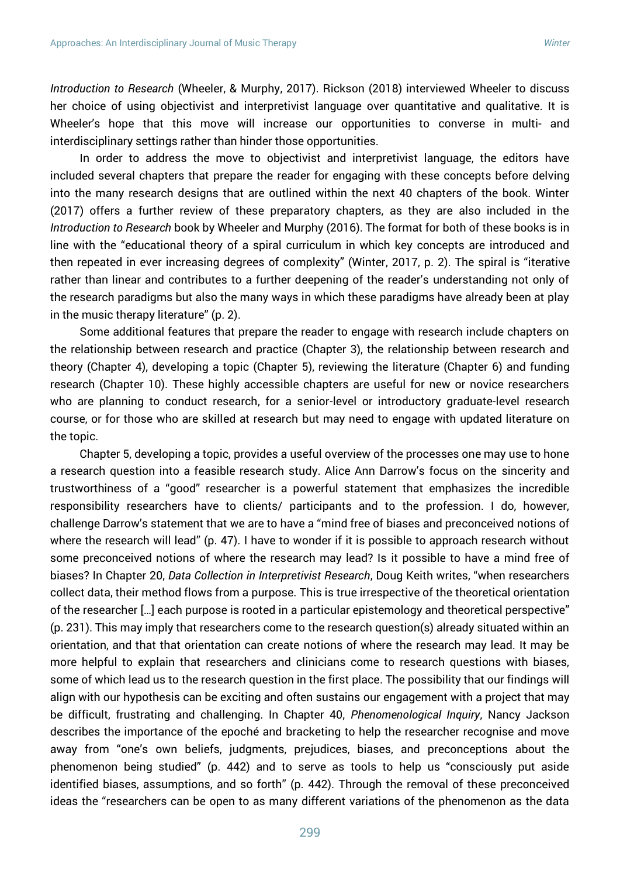*Introduction to Research* (Wheeler, & Murphy, 2017). Rickson (2018) interviewed Wheeler to discuss her choice of using objectivist and interpretivist language over quantitative and qualitative. It is Wheeler's hope that this move will increase our opportunities to converse in multi- and interdisciplinary settings rather than hinder those opportunities.

In order to address the move to objectivist and interpretivist language, the editors have included several chapters that prepare the reader for engaging with these concepts before delving into the many research designs that are outlined within the next 40 chapters of the book. Winter (2017) offers a further review of these preparatory chapters, as they are also included in the *Introduction to Research* book by Wheeler and Murphy (2016). The format for both of these books is in line with the "educational theory of a spiral curriculum in which key concepts are introduced and then repeated in ever increasing degrees of complexity" (Winter, 2017, p. 2). The spiral is "iterative rather than linear and contributes to a further deepening of the reader's understanding not only of the research paradigms but also the many ways in which these paradigms have already been at play in the music therapy literature" (p. 2).

Some additional features that prepare the reader to engage with research include chapters on the relationship between research and practice (Chapter 3), the relationship between research and theory (Chapter 4), developing a topic (Chapter 5), reviewing the literature (Chapter 6) and funding research (Chapter 10). These highly accessible chapters are useful for new or novice researchers who are planning to conduct research, for a senior-level or introductory graduate-level research course, or for those who are skilled at research but may need to engage with updated literature on the topic.

Chapter 5, developing a topic, provides a useful overview of the processes one may use to hone a research question into a feasible research study. Alice Ann Darrow's focus on the sincerity and trustworthiness of a "good" researcher is a powerful statement that emphasizes the incredible responsibility researchers have to clients/ participants and to the profession. I do, however, challenge Darrow's statement that we are to have a "mind free of biases and preconceived notions of where the research will lead" (p. 47). I have to wonder if it is possible to approach research without some preconceived notions of where the research may lead? Is it possible to have a mind free of biases? In Chapter 20, *Data Collection in Interpretivist Research*, Doug Keith writes, "when researchers collect data, their method flows from a purpose. This is true irrespective of the theoretical orientation of the researcher […] each purpose is rooted in a particular epistemology and theoretical perspective" (p. 231). This may imply that researchers come to the research question(s) already situated within an orientation, and that that orientation can create notions of where the research may lead. It may be more helpful to explain that researchers and clinicians come to research questions with biases, some of which lead us to the research question in the first place. The possibility that our findings will align with our hypothesis can be exciting and often sustains our engagement with a project that may be difficult, frustrating and challenging. In Chapter 40, *Phenomenological Inquiry*, Nancy Jackson describes the importance of the epoché and bracketing to help the researcher recognise and move away from "one's own beliefs, judgments, prejudices, biases, and preconceptions about the phenomenon being studied" (p. 442) and to serve as tools to help us "consciously put aside identified biases, assumptions, and so forth" (p. 442). Through the removal of these preconceived ideas the "researchers can be open to as many different variations of the phenomenon as the data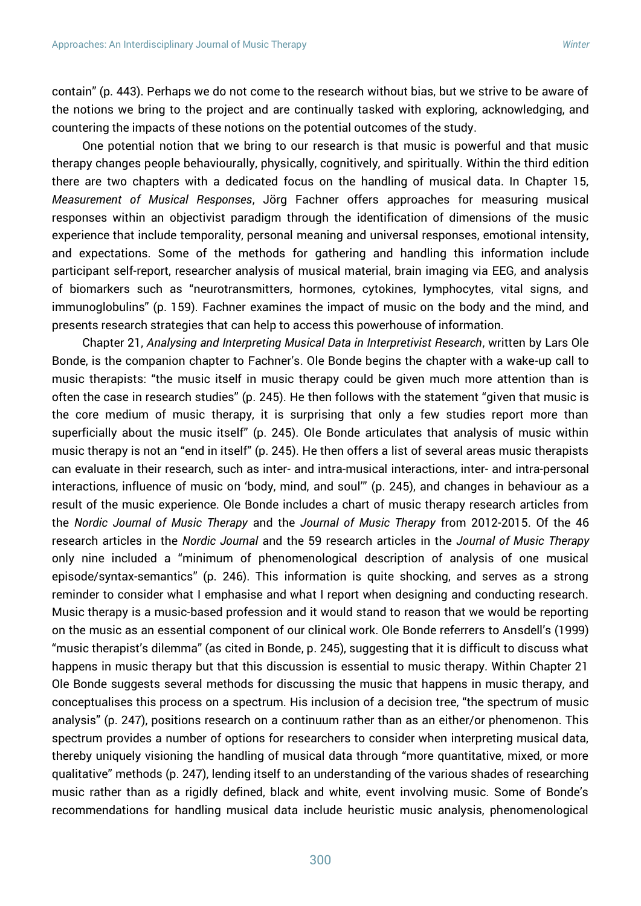contain" (p. 443). Perhaps we do not come to the research without bias, but we strive to be aware of the notions we bring to the project and are continually tasked with exploring, acknowledging, and countering the impacts of these notions on the potential outcomes of the study.

One potential notion that we bring to our research is that music is powerful and that music therapy changes people behaviourally, physically, cognitively, and spiritually. Within the third edition there are two chapters with a dedicated focus on the handling of musical data. In Chapter 15, *Measurement of Musical Responses*, Jörg Fachner offers approaches for measuring musical responses within an objectivist paradigm through the identification of dimensions of the music experience that include temporality, personal meaning and universal responses, emotional intensity, and expectations. Some of the methods for gathering and handling this information include participant self-report, researcher analysis of musical material, brain imaging via EEG, and analysis of biomarkers such as "neurotransmitters, hormones, cytokines, lymphocytes, vital signs, and immunoglobulins" (p. 159). Fachner examines the impact of music on the body and the mind, and presents research strategies that can help to access this powerhouse of information.

Chapter 21, *Analysing and Interpreting Musical Data in Interpretivist Research*, written by Lars Ole Bonde, is the companion chapter to Fachner's. Ole Bonde begins the chapter with a wake-up call to music therapists: "the music itself in music therapy could be given much more attention than is often the case in research studies" (p. 245). He then follows with the statement "given that music is the core medium of music therapy, it is surprising that only a few studies report more than superficially about the music itself" (p. 245). Ole Bonde articulates that analysis of music within music therapy is not an "end in itself" (p. 245). He then offers a list of several areas music therapists can evaluate in their research, such as inter- and intra-musical interactions, inter- and intra-personal interactions, influence of music on 'body, mind, and soul'" (p. 245), and changes in behaviour as a result of the music experience. Ole Bonde includes a chart of music therapy research articles from the *Nordic Journal of Music Therapy* and the *Journal of Music Therapy* from 2012-2015. Of the 46 research articles in the *Nordic Journal* and the 59 research articles in the *Journal of Music Therapy* only nine included a "minimum of phenomenological description of analysis of one musical episode/syntax-semantics" (p. 246). This information is quite shocking, and serves as a strong reminder to consider what I emphasise and what I report when designing and conducting research. Music therapy is a music-based profession and it would stand to reason that we would be reporting on the music as an essential component of our clinical work. Ole Bonde referrers to Ansdell's (1999) "music therapist's dilemma" (as cited in Bonde, p. 245), suggesting that it is difficult to discuss what happens in music therapy but that this discussion is essential to music therapy. Within Chapter 21 Ole Bonde suggests several methods for discussing the music that happens in music therapy, and conceptualises this process on a spectrum. His inclusion of a decision tree, "the spectrum of music analysis" (p. 247), positions research on a continuum rather than as an either/or phenomenon. This spectrum provides a number of options for researchers to consider when interpreting musical data, thereby uniquely visioning the handling of musical data through "more quantitative, mixed, or more qualitative" methods (p. 247), lending itself to an understanding of the various shades of researching music rather than as a rigidly defined, black and white, event involving music. Some of Bonde's recommendations for handling musical data include heuristic music analysis, phenomenological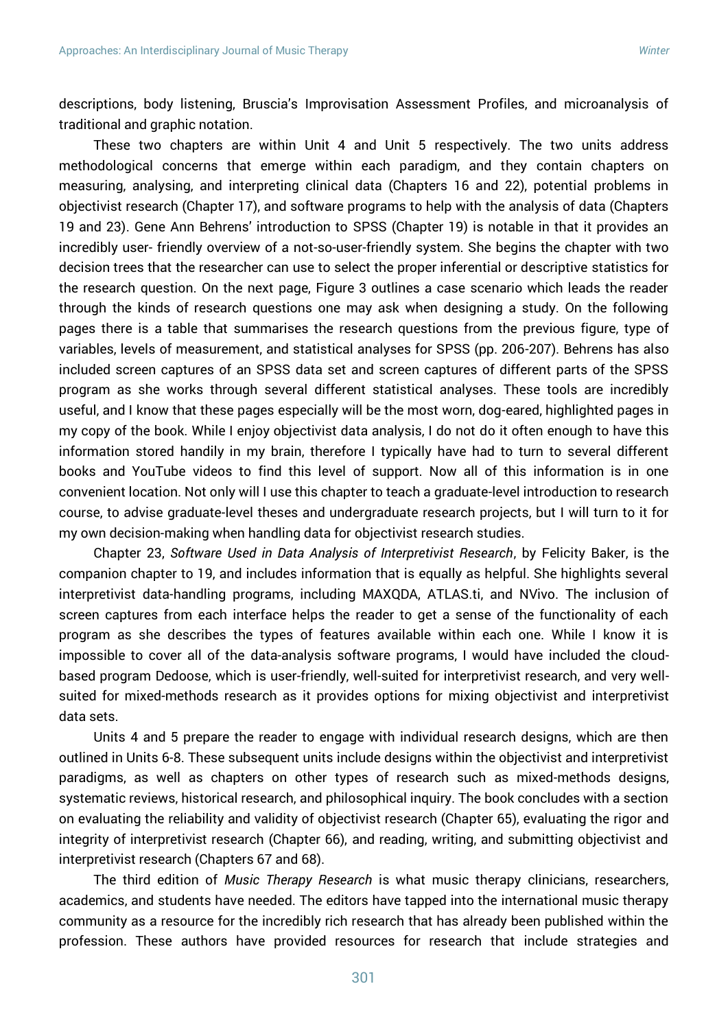descriptions, body listening, Bruscia's Improvisation Assessment Profiles, and microanalysis of traditional and graphic notation.

These two chapters are within Unit 4 and Unit 5 respectively. The two units address methodological concerns that emerge within each paradigm, and they contain chapters on measuring, analysing, and interpreting clinical data (Chapters 16 and 22), potential problems in objectivist research (Chapter 17), and software programs to help with the analysis of data (Chapters 19 and 23). Gene Ann Behrens' introduction to SPSS (Chapter 19) is notable in that it provides an incredibly user- friendly overview of a not-so-user-friendly system. She begins the chapter with two decision trees that the researcher can use to select the proper inferential or descriptive statistics for the research question. On the next page, Figure 3 outlines a case scenario which leads the reader through the kinds of research questions one may ask when designing a study. On the following pages there is a table that summarises the research questions from the previous figure, type of variables, levels of measurement, and statistical analyses for SPSS (pp. 206-207). Behrens has also included screen captures of an SPSS data set and screen captures of different parts of the SPSS program as she works through several different statistical analyses. These tools are incredibly useful, and I know that these pages especially will be the most worn, dog-eared, highlighted pages in my copy of the book. While I enjoy objectivist data analysis, I do not do it often enough to have this information stored handily in my brain, therefore I typically have had to turn to several different books and YouTube videos to find this level of support. Now all of this information is in one convenient location. Not only will I use this chapter to teach a graduate-level introduction to research course, to advise graduate-level theses and undergraduate research projects, but I will turn to it for my own decision-making when handling data for objectivist research studies.

Chapter 23, *Software Used in Data Analysis of Interpretivist Research*, by Felicity Baker, is the companion chapter to 19, and includes information that is equally as helpful. She highlights several interpretivist data-handling programs, including MAXQDA, ATLAS.ti, and NVivo. The inclusion of screen captures from each interface helps the reader to get a sense of the functionality of each program as she describes the types of features available within each one. While I know it is impossible to cover all of the data-analysis software programs, I would have included the cloud-based program Dedoose, which is user-friendly, well-suited for interpretivist research, and very well-suited for mixed-methods research as it provides options for mixing objectivist and interpretivist data sets.

Units 4 and 5 prepare the reader to engage with individual research designs, which are then outlined in Units 6-8. These subsequent units include designs within the objectivist and interpretivist paradigms, as well as chapters on other types of research such as mixed-methods designs, systematic reviews, historical research, and philosophical inquiry. The book concludes with a section on evaluating the reliability and validity of objectivist research (Chapter 65), evaluating the rigor and integrity of interpretivist research (Chapter 66), and reading, writing, and submitting objectivist and interpretivist research (Chapters 67 and 68).

The third edition of *Music Therapy Research* is what music therapy clinicians, researchers, academics, and students have needed. The editors have tapped into the international music therapy community as a resource for the incredibly rich research that has already been published within the profession. These authors have provided resources for research that include strategies and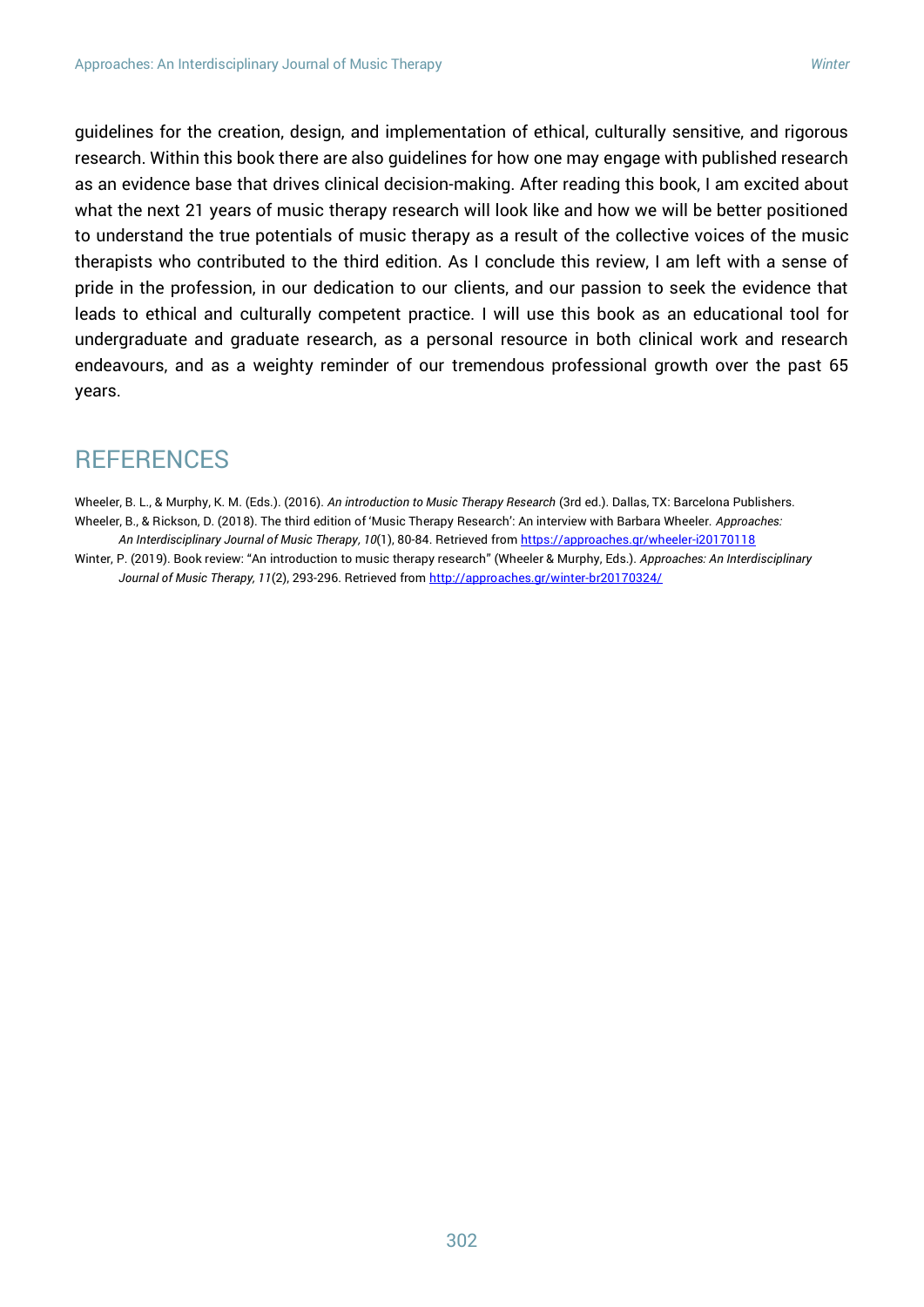guidelines for the creation, design, and implementation of ethical, culturally sensitive, and rigorous research. Within this book there are also guidelines for how one may engage with published research as an evidence base that drives clinical decision-making. After reading this book, I am excited about what the next 21 years of music therapy research will look like and how we will be better positioned to understand the true potentials of music therapy as a result of the collective voices of the music therapists who contributed to the third edition. As I conclude this review, I am left with a sense of pride in the profession, in our dedication to our clients, and our passion to seek the evidence that leads to ethical and culturally competent practice. I will use this book as an educational tool for undergraduate and graduate research, as a personal resource in both clinical work and research endeavours, and as a weighty reminder of our tremendous professional growth over the past 65 years.

## REFERENCES

Wheeler, B. L., & Murphy, K. M. (Eds.). (2016). *An introduction to Music Therapy Research* (3rd ed.). Dallas, TX: Barcelona Publishers.

Wheeler, B., & Rickson, D. (2018). The third edition of 'Music Therapy Research': An interview with Barbara Wheeler. *Approaches: An Interdisciplinary Journal of Music Therapy, 10*(1), 80-84. Retrieved from https://approaches.gr/wheeler-i20170118

Winter, P. (2019). Book review: "An introduction to music therapy research" (Wheeler & Murphy, Eds.). *Approaches: An Interdisciplinary Journal of Music Therapy, 11*(2), 293-296. Retrieved from http://approaches.gr/winter-br20170324/